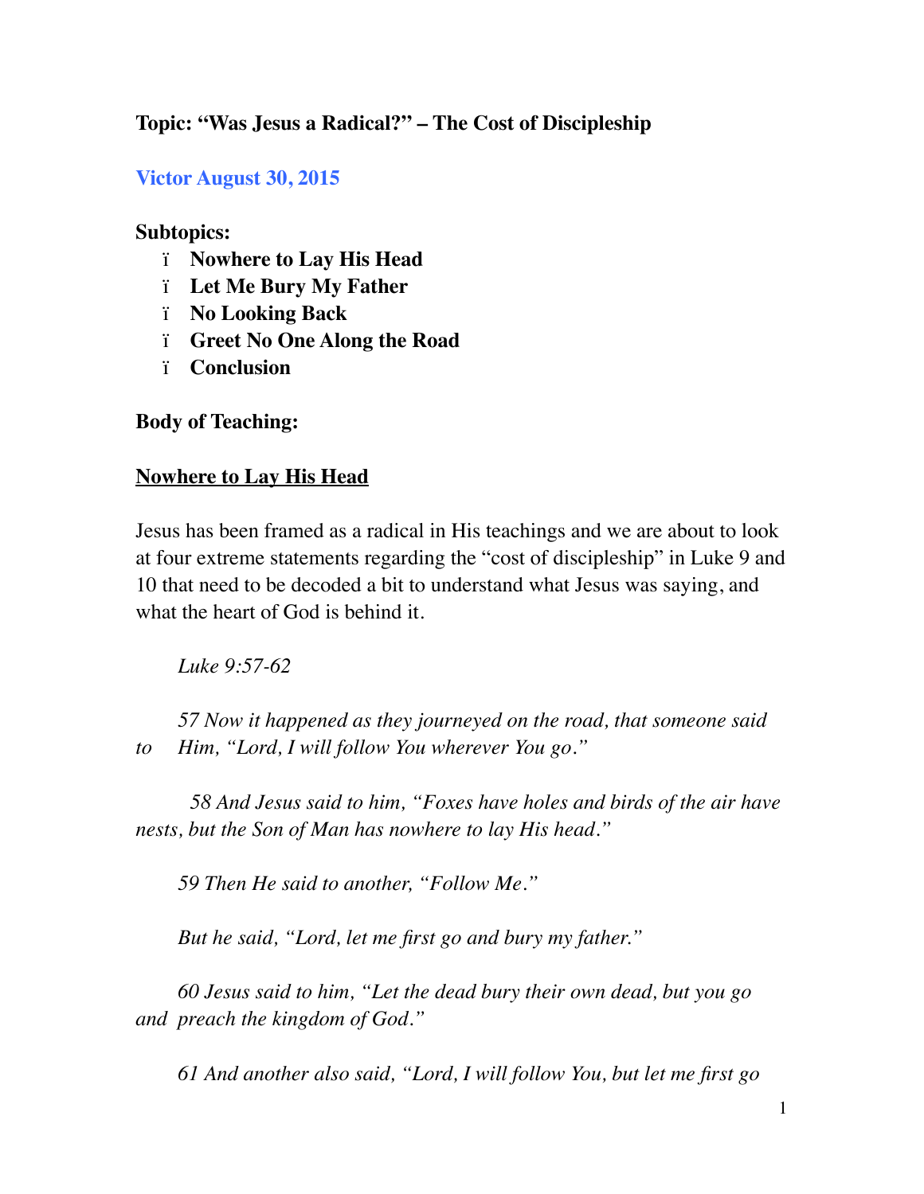**Topic: "Was Jesus a Radical?" – The Cost of Discipleship**

**Victor August 30, 2015**

**Subtopics:**

- **Nowhere to Lay His Head**
- **Let Me Bury My Father**
- **No Looking Back**
- **Greet No One Along the Road**
- **Conclusion**

**Body of Teaching:**

**Nowhere to Lay His Head**

Jesus has been framed as a radical in His teachings and we are about to look at four extreme statements regarding the "cost of discipleship" in Luke 9 and 10 that need to be decoded a bit to understand what Jesus was saying, and what the heart of God is behind it.

*Luke 9:57-62*

*57 Now it happened as they journeyed on the road, that someone said to Him, "Lord, I will follow You wherever You go."*

*58 And Jesus said to him, "Foxes have holes and birds of the air have nests, but the Son of Man has nowhere to lay His head."*

*59 Then He said to another, "Follow Me."*

*But he said, "Lord, let me first go and bury my father."*

*60 Jesus said to him, "Let the dead bury their own dead, but you go and preach the kingdom of God."*

*61 And another also said, "Lord, I will follow You, but let me first go*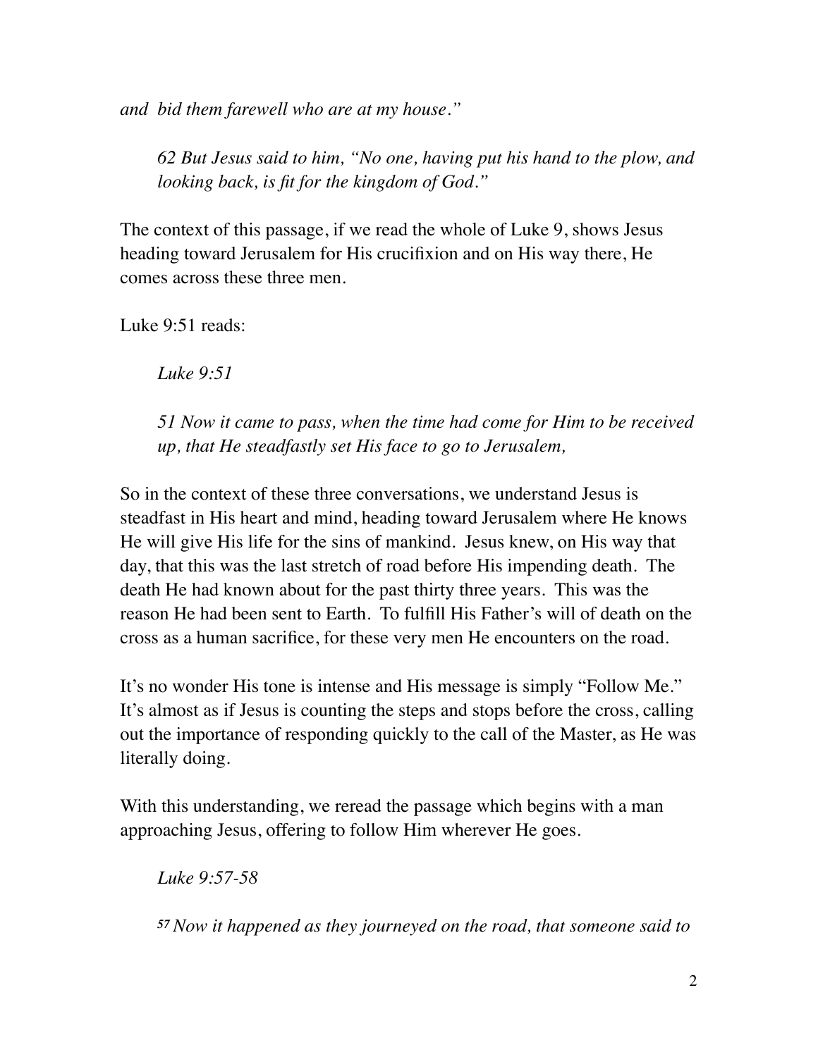*and bid them farewell who are at my house."*

> *62 But Jesus said to him, "No one, having put his hand to the plow, and looking back, is fit for the kingdom of God."*

The context of this passage, if we read the whole of Luke 9, shows Jesus heading toward Jerusalem for His crucifixion and on His way there, He comes across these three men.

Luke 9:51 reads:

> *Luke 9:51*
>
> *51 Now it came to pass, when the time had come for Him to be received up, that He steadfastly set His face to go to Jerusalem,*

So in the context of these three conversations, we understand Jesus is steadfast in His heart and mind, heading toward Jerusalem where He knows He will give His life for the sins of mankind. Jesus knew, on His way that day, that this was the last stretch of road before His impending death. The death He had known about for the past thirty three years. This was the reason He had been sent to Earth. To fulfill His Father's will of death on the cross as a human sacrifice, for these very men He encounters on the road.

It's no wonder His tone is intense and His message is simply "Follow Me." It's almost as if Jesus is counting the steps and stops before the cross, calling out the importance of responding quickly to the call of the Master, as He was literally doing.

With this understanding, we reread the passage which begins with a man approaching Jesus, offering to follow Him wherever He goes.

> *Luke 9:57-58*
>
> *57 Now it happened as they journeyed on the road, that someone said to*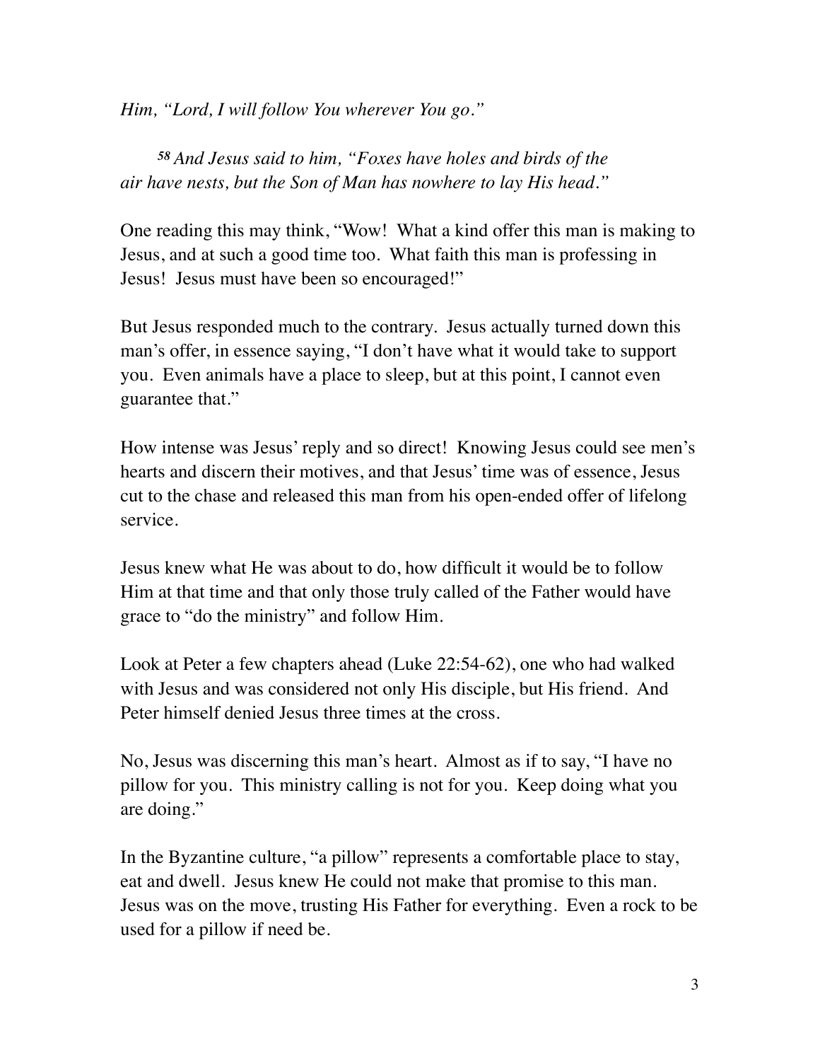*Him, "Lord, I will follow You wherever You go."*

*58 And Jesus said to him, "Foxes have holes and birds of the air have nests, but the Son of Man has nowhere to lay His head."*

One reading this may think, "Wow! What a kind offer this man is making to Jesus, and at such a good time too. What faith this man is professing in Jesus! Jesus must have been so encouraged!"

But Jesus responded much to the contrary. Jesus actually turned down this man's offer, in essence saying, "I don't have what it would take to support you. Even animals have a place to sleep, but at this point, I cannot even guarantee that."

How intense was Jesus' reply and so direct! Knowing Jesus could see men's hearts and discern their motives, and that Jesus' time was of essence, Jesus cut to the chase and released this man from his open-ended offer of lifelong service.

Jesus knew what He was about to do, how difficult it would be to follow Him at that time and that only those truly called of the Father would have grace to "do the ministry" and follow Him.

Look at Peter a few chapters ahead (Luke 22:54-62), one who had walked with Jesus and was considered not only His disciple, but His friend. And Peter himself denied Jesus three times at the cross.

No, Jesus was discerning this man's heart. Almost as if to say, "I have no pillow for you. This ministry calling is not for you. Keep doing what you are doing."

In the Byzantine culture, "a pillow" represents a comfortable place to stay, eat and dwell. Jesus knew He could not make that promise to this man. Jesus was on the move, trusting His Father for everything. Even a rock to be used for a pillow if need be.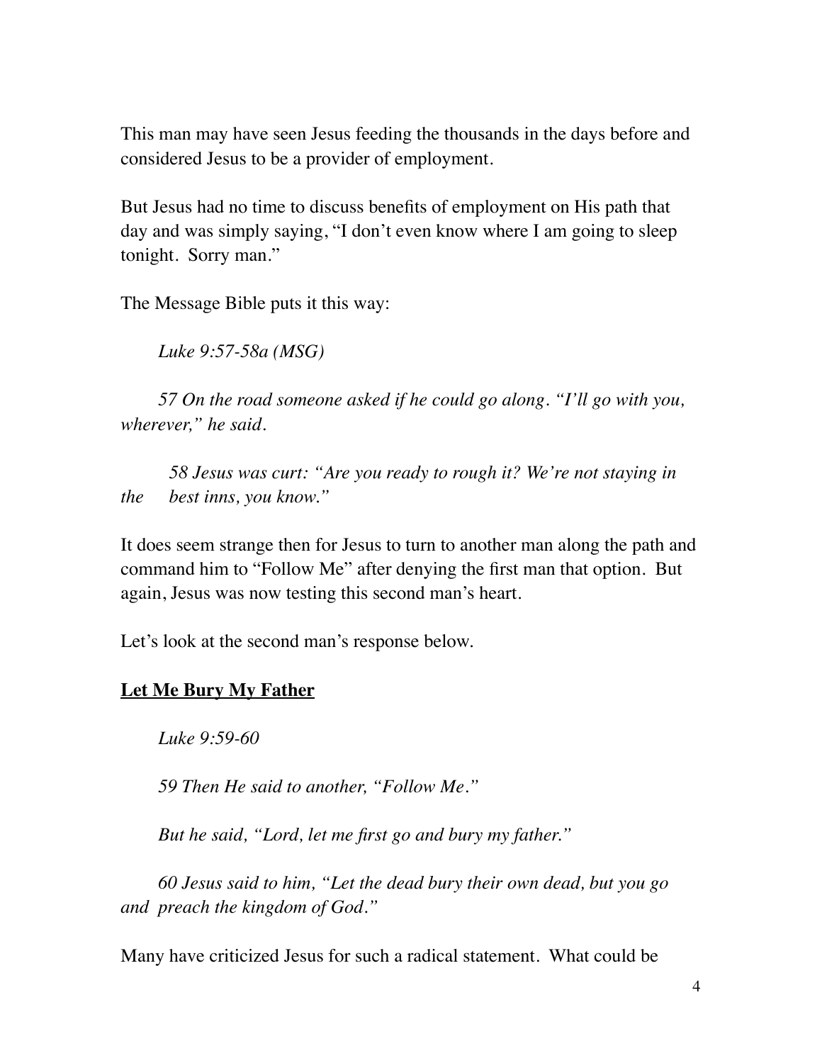This man may have seen Jesus feeding the thousands in the days before and considered Jesus to be a provider of employment.

But Jesus had no time to discuss benefits of employment on His path that day and was simply saying, "I don't even know where I am going to sleep tonight. Sorry man."

The Message Bible puts it this way:

> *Luke 9:57-58a (MSG)*
>
> *57 On the road someone asked if he could go along. "I'll go with you, wherever," he said.*
>
> *58 Jesus was curt: "Are you ready to rough it? We're not staying in the best inns, you know."*

It does seem strange then for Jesus to turn to another man along the path and command him to "Follow Me" after denying the first man that option. But again, Jesus was now testing this second man's heart.

Let's look at the second man's response below.

**<u>Let Me Bury My Father</u>**

> *Luke 9:59-60*
>
> *59 Then He said to another, "Follow Me."*
>
> *But he said, "Lord, let me first go and bury my father."*
>
> *60 Jesus said to him, "Let the dead bury their own dead, but you go and preach the kingdom of God."*

Many have criticized Jesus for such a radical statement. What could be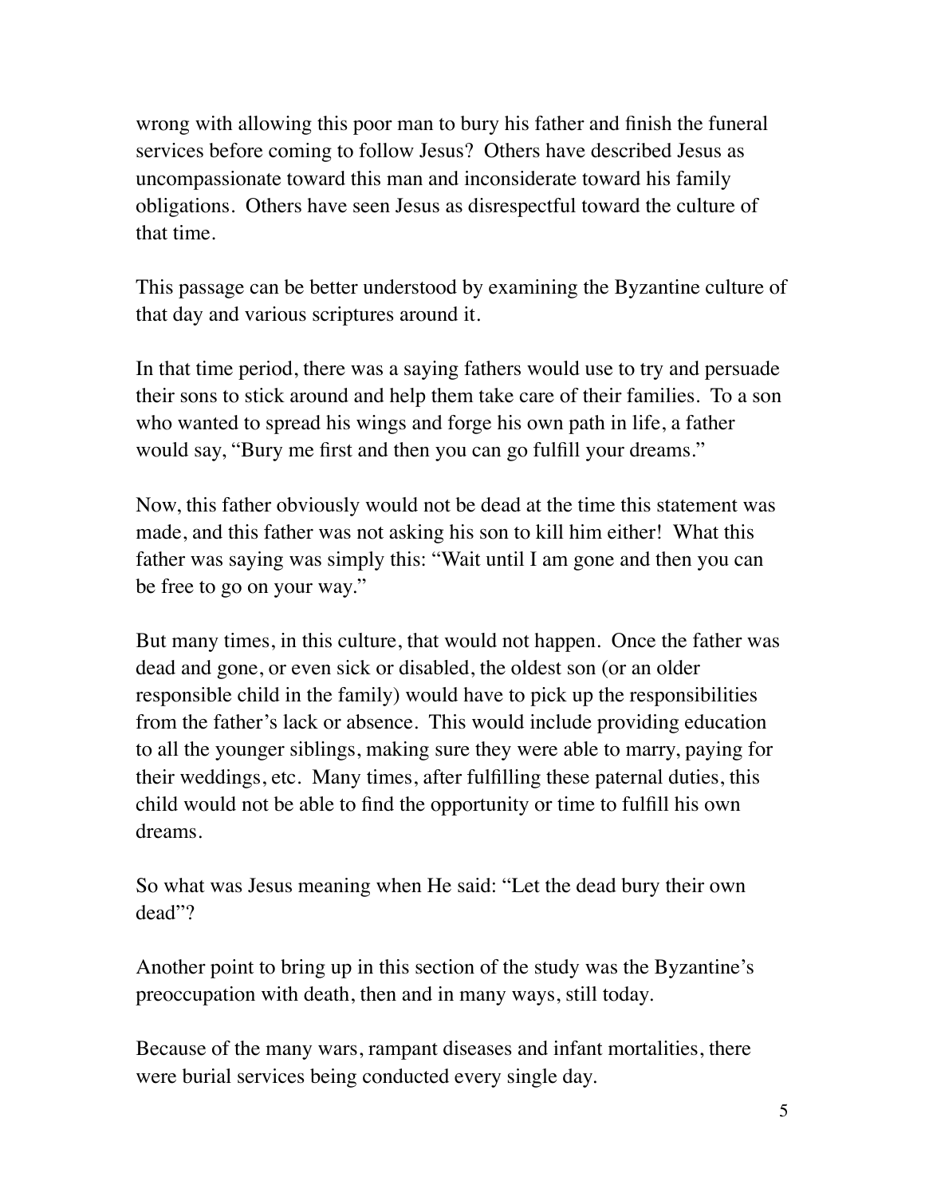wrong with allowing this poor man to bury his father and finish the funeral services before coming to follow Jesus? Others have described Jesus as uncompassionate toward this man and inconsiderate toward his family obligations. Others have seen Jesus as disrespectful toward the culture of that time.

This passage can be better understood by examining the Byzantine culture of that day and various scriptures around it.

In that time period, there was a saying fathers would use to try and persuade their sons to stick around and help them take care of their families. To a son who wanted to spread his wings and forge his own path in life, a father would say, "Bury me first and then you can go fulfill your dreams."

Now, this father obviously would not be dead at the time this statement was made, and this father was not asking his son to kill him either! What this father was saying was simply this: "Wait until I am gone and then you can be free to go on your way."

But many times, in this culture, that would not happen. Once the father was dead and gone, or even sick or disabled, the oldest son (or an older responsible child in the family) would have to pick up the responsibilities from the father's lack or absence. This would include providing education to all the younger siblings, making sure they were able to marry, paying for their weddings, etc. Many times, after fulfilling these paternal duties, this child would not be able to find the opportunity or time to fulfill his own dreams.

So what was Jesus meaning when He said: "Let the dead bury their own dead"?

Another point to bring up in this section of the study was the Byzantine's preoccupation with death, then and in many ways, still today.

Because of the many wars, rampant diseases and infant mortalities, there were burial services being conducted every single day.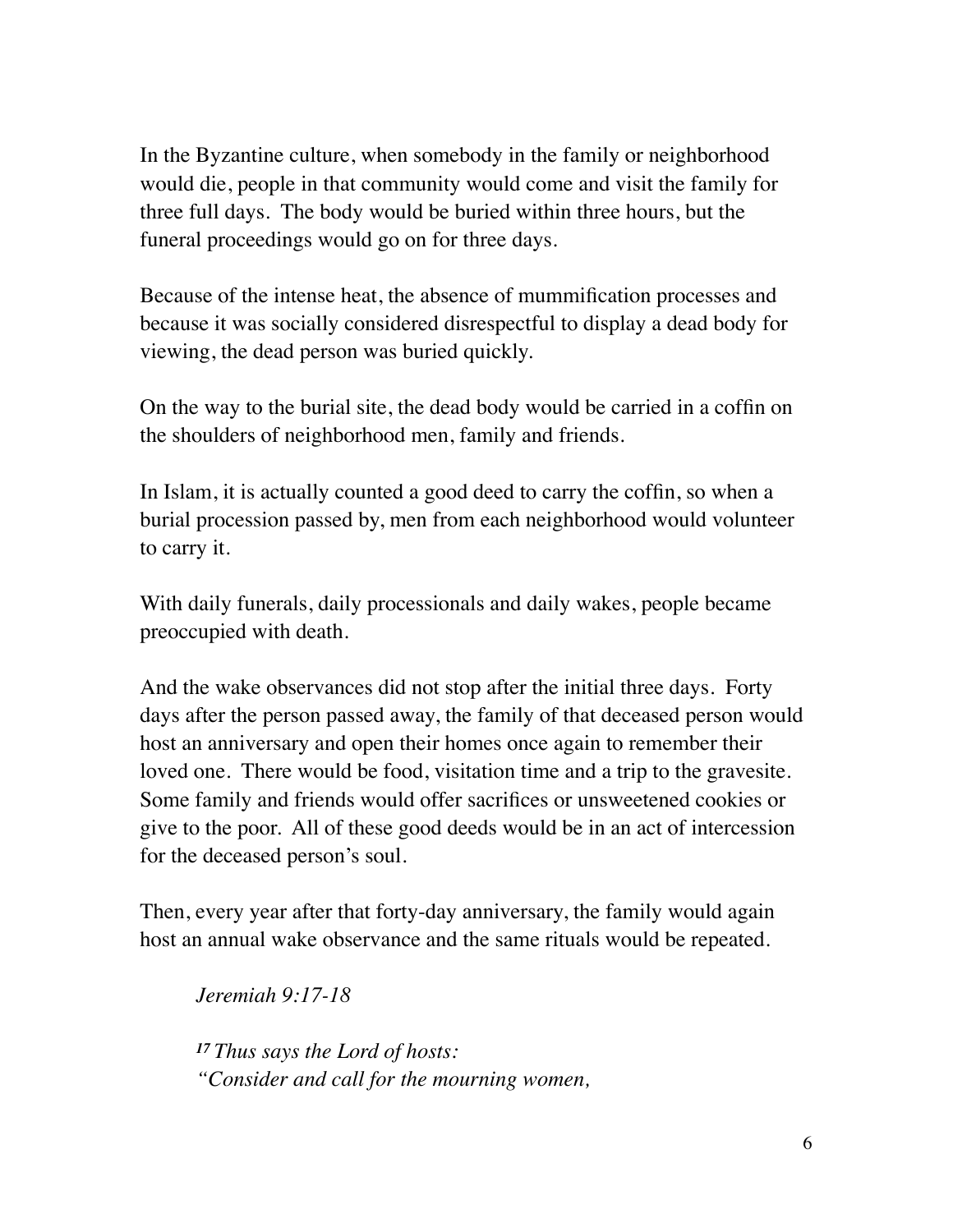In the Byzantine culture, when somebody in the family or neighborhood would die, people in that community would come and visit the family for three full days. The body would be buried within three hours, but the funeral proceedings would go on for three days.

Because of the intense heat, the absence of mummification processes and because it was socially considered disrespectful to display a dead body for viewing, the dead person was buried quickly.

On the way to the burial site, the dead body would be carried in a coffin on the shoulders of neighborhood men, family and friends.

In Islam, it is actually counted a good deed to carry the coffin, so when a burial procession passed by, men from each neighborhood would volunteer to carry it.

With daily funerals, daily processionals and daily wakes, people became preoccupied with death.

And the wake observances did not stop after the initial three days. Forty days after the person passed away, the family of that deceased person would host an anniversary and open their homes once again to remember their loved one. There would be food, visitation time and a trip to the gravesite. Some family and friends would offer sacrifices or unsweetened cookies or give to the poor. All of these good deeds would be in an act of intercession for the deceased person's soul.

Then, every year after that forty-day anniversary, the family would again host an annual wake observance and the same rituals would be repeated.

> *Jeremiah 9:17-18*
>
> *[17] Thus says the Lord of hosts:*
> *"Consider and call for the mourning women,*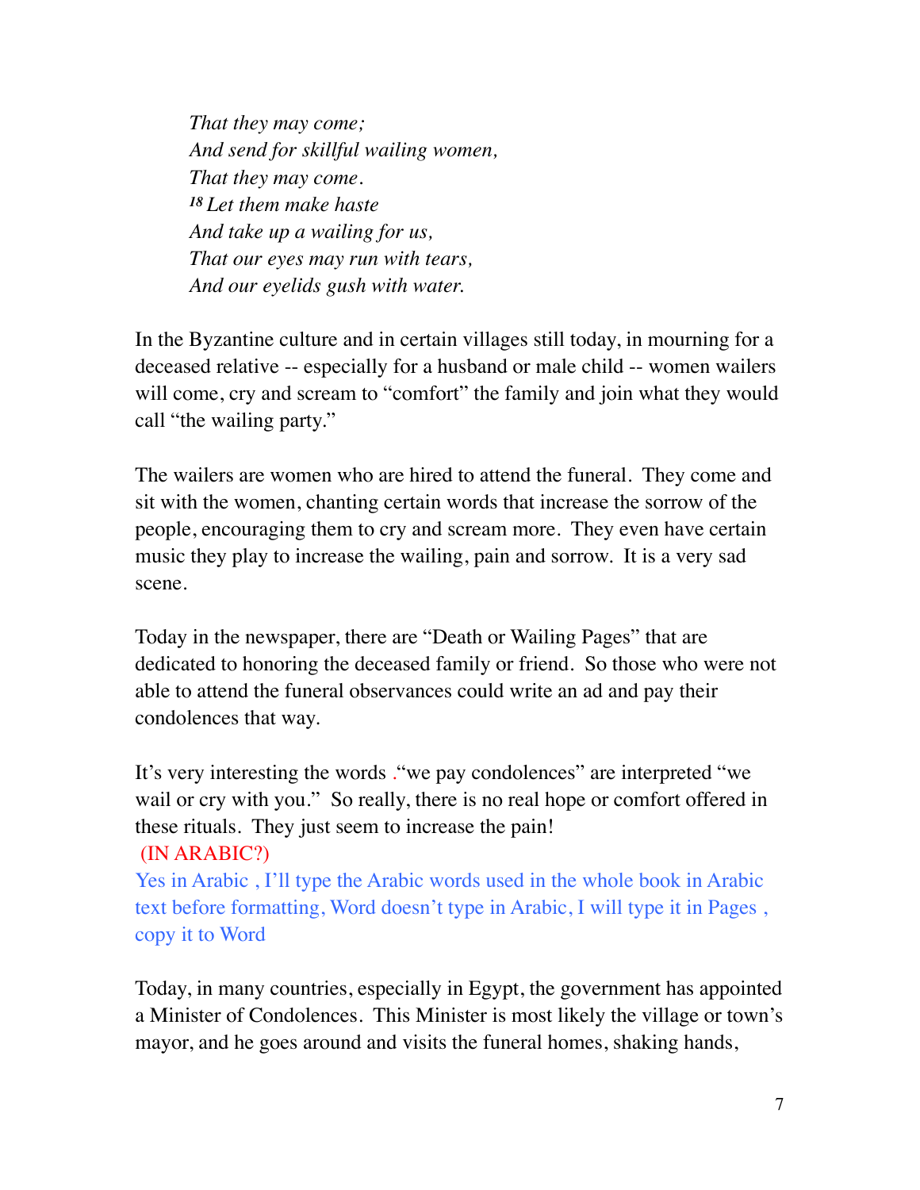*That they may come;*
*And send for skillful wailing women,*
*That they may come.*
[18] *Let them make haste*
*And take up a wailing for us,*
*That our eyes may run with tears,*
*And our eyelids gush with water.*

In the Byzantine culture and in certain villages still today, in mourning for a deceased relative -- especially for a husband or male child -- women wailers will come, cry and scream to "comfort" the family and join what they would call "the wailing party."

The wailers are women who are hired to attend the funeral. They come and sit with the women, chanting certain words that increase the sorrow of the people, encouraging them to cry and scream more. They even have certain music they play to increase the wailing, pain and sorrow. It is a very sad scene.

Today in the newspaper, there are "Death or Wailing Pages" that are dedicated to honoring the deceased family or friend. So those who were not able to attend the funeral observances could write an ad and pay their condolences that way.

It's very interesting the words ."we pay condolences" are interpreted "we wail or cry with you." So really, there is no real hope or comfort offered in these rituals. They just seem to increase the pain!
(IN ARABIC?)
Yes in Arabic , I'll type the Arabic words used in the whole book in Arabic text before formatting, Word doesn't type in Arabic, I will type it in Pages , copy it to Word

Today, in many countries, especially in Egypt, the government has appointed a Minister of Condolences. This Minister is most likely the village or town's mayor, and he goes around and visits the funeral homes, shaking hands,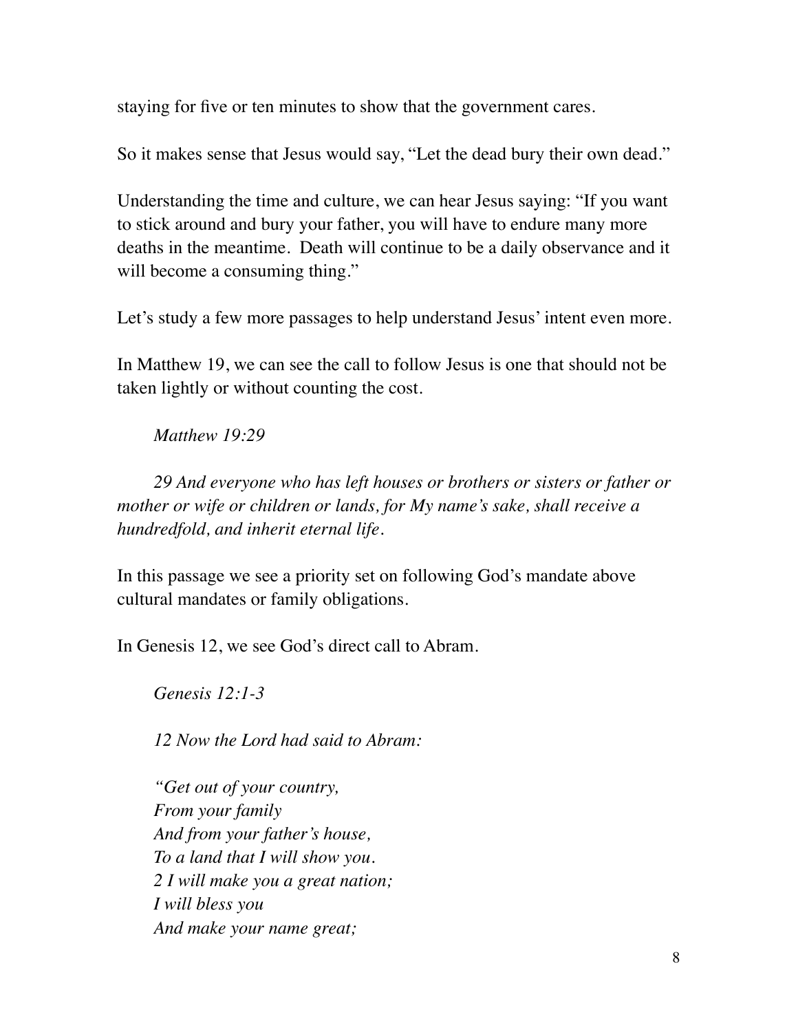staying for five or ten minutes to show that the government cares.

So it makes sense that Jesus would say, "Let the dead bury their own dead."

Understanding the time and culture, we can hear Jesus saying: "If you want to stick around and bury your father, you will have to endure many more deaths in the meantime.  Death will continue to be a daily observance and it will become a consuming thing."

Let's study a few more passages to help understand Jesus' intent even more.

In Matthew 19, we can see the call to follow Jesus is one that should not be taken lightly or without counting the cost.

> *Matthew 19:29*
>
> *29 And everyone who has left houses or brothers or sisters or father or mother or wife or children or lands, for My name's sake, shall receive a hundredfold, and inherit eternal life.*

In this passage we see a priority set on following God's mandate above cultural mandates or family obligations.

In Genesis 12, we see God's direct call to Abram.

> *Genesis 12:1-3*
>
> *12 Now the Lord had said to Abram:*
>
> *"Get out of your country,*
> *From your family*
> *And from your father's house,*
> *To a land that I will show you.*
> *2 I will make you a great nation;*
> *I will bless you*
> *And make your name great;*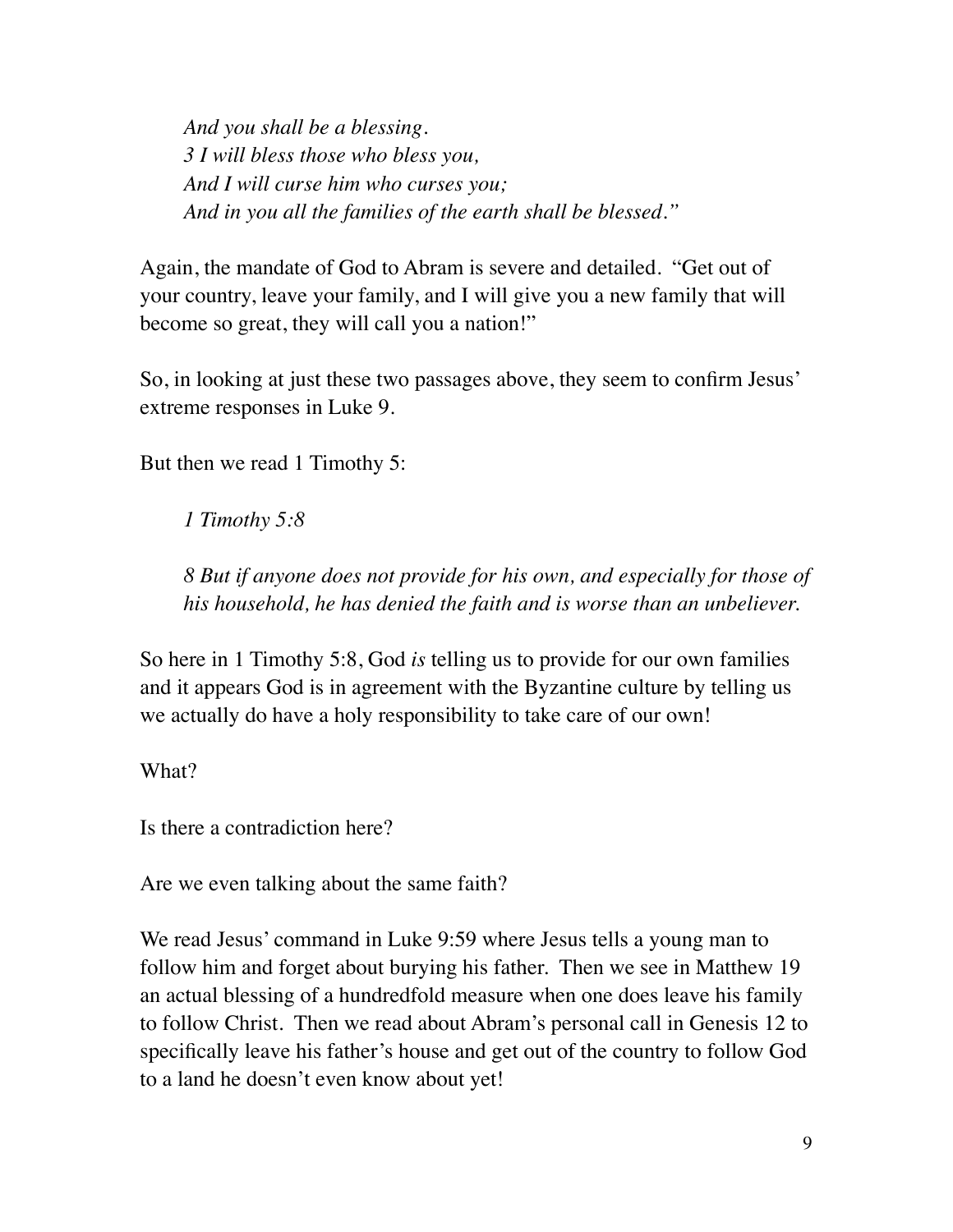> *And you shall be a blessing.*
> *3 I will bless those who bless you,*
> *And I will curse him who curses you;*
> *And in you all the families of the earth shall be blessed."*

Again, the mandate of God to Abram is severe and detailed. "Get out of your country, leave your family, and I will give you a new family that will become so great, they will call you a nation!"

So, in looking at just these two passages above, they seem to confirm Jesus' extreme responses in Luke 9.

But then we read 1 Timothy 5:

> *1 Timothy 5:8*
>
> *8 But if anyone does not provide for his own, and especially for those of his household, he has denied the faith and is worse than an unbeliever.*

So here in 1 Timothy 5:8, God *is* telling us to provide for our own families and it appears God is in agreement with the Byzantine culture by telling us we actually do have a holy responsibility to take care of our own!

What?

Is there a contradiction here?

Are we even talking about the same faith?

We read Jesus' command in Luke 9:59 where Jesus tells a young man to follow him and forget about burying his father. Then we see in Matthew 19 an actual blessing of a hundredfold measure when one does leave his family to follow Christ. Then we read about Abram's personal call in Genesis 12 to specifically leave his father's house and get out of the country to follow God to a land he doesn't even know about yet!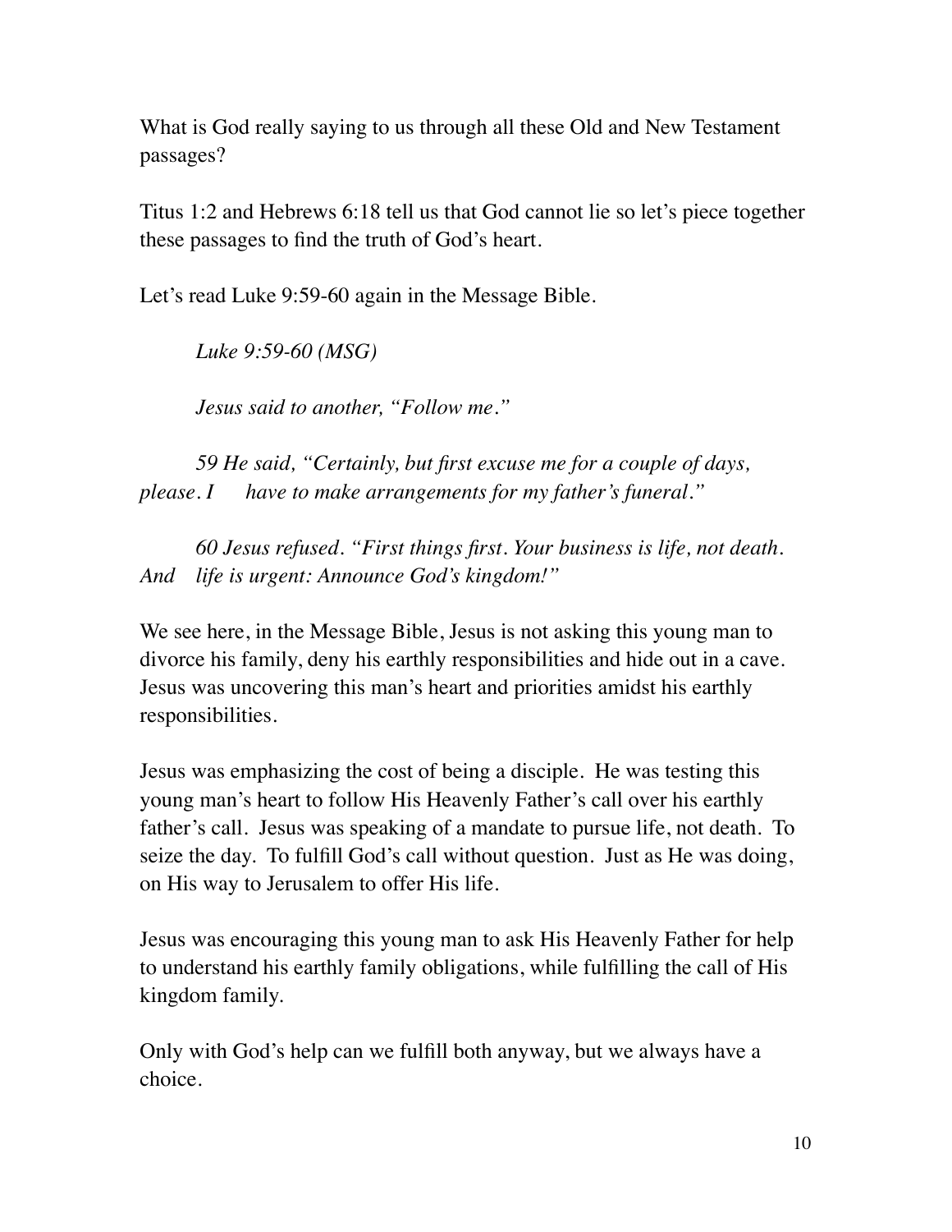What is God really saying to us through all these Old and New Testament passages?

Titus 1:2 and Hebrews 6:18 tell us that God cannot lie so let's piece together these passages to find the truth of God's heart.

Let's read Luke 9:59-60 again in the Message Bible.

> *Luke 9:59-60 (MSG)*
>
> *Jesus said to another, "Follow me."*
>
> *59 He said, "Certainly, but first excuse me for a couple of days, please. I have to make arrangements for my father's funeral."*
>
> *60 Jesus refused. "First things first. Your business is life, not death. And life is urgent: Announce God's kingdom!"*

We see here, in the Message Bible, Jesus is not asking this young man to divorce his family, deny his earthly responsibilities and hide out in a cave. Jesus was uncovering this man's heart and priorities amidst his earthly responsibilities.

Jesus was emphasizing the cost of being a disciple. He was testing this young man's heart to follow His Heavenly Father's call over his earthly father's call. Jesus was speaking of a mandate to pursue life, not death. To seize the day. To fulfill God's call without question. Just as He was doing, on His way to Jerusalem to offer His life.

Jesus was encouraging this young man to ask His Heavenly Father for help to understand his earthly family obligations, while fulfilling the call of His kingdom family.

Only with God's help can we fulfill both anyway, but we always have a choice.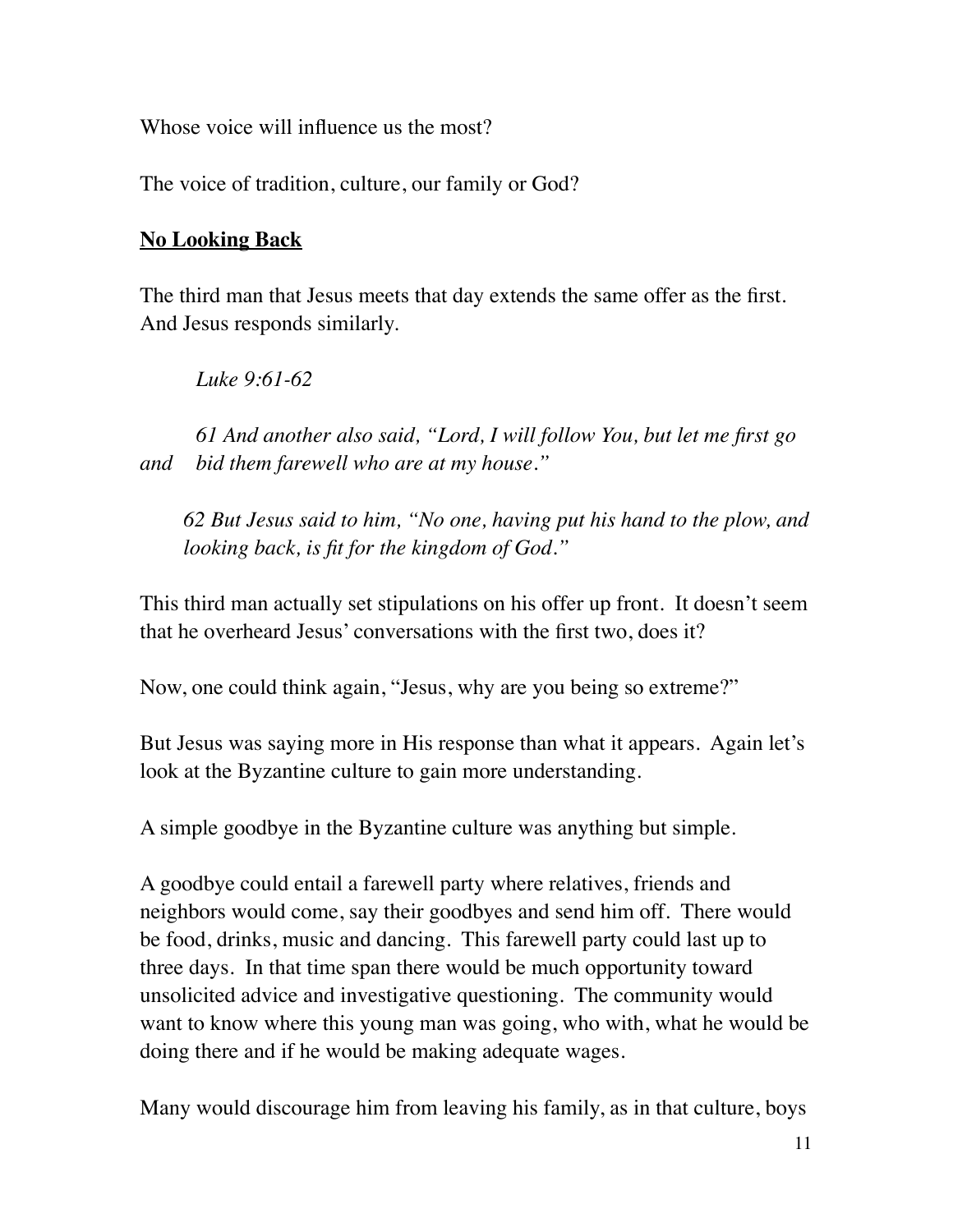Whose voice will influence us the most?

The voice of tradition, culture, our family or God?

## **No Looking Back**

The third man that Jesus meets that day extends the same offer as the first. And Jesus responds similarly.

> *Luke 9:61-62*
>
> *61 And another also said, "Lord, I will follow You, but let me first go and bid them farewell who are at my house."*
>
> *62 But Jesus said to him, "No one, having put his hand to the plow, and looking back, is fit for the kingdom of God."*

This third man actually set stipulations on his offer up front. It doesn't seem that he overheard Jesus' conversations with the first two, does it?

Now, one could think again, "Jesus, why are you being so extreme?"

But Jesus was saying more in His response than what it appears. Again let's look at the Byzantine culture to gain more understanding.

A simple goodbye in the Byzantine culture was anything but simple.

A goodbye could entail a farewell party where relatives, friends and neighbors would come, say their goodbyes and send him off. There would be food, drinks, music and dancing. This farewell party could last up to three days. In that time span there would be much opportunity toward unsolicited advice and investigative questioning. The community would want to know where this young man was going, who with, what he would be doing there and if he would be making adequate wages.

Many would discourage him from leaving his family, as in that culture, boys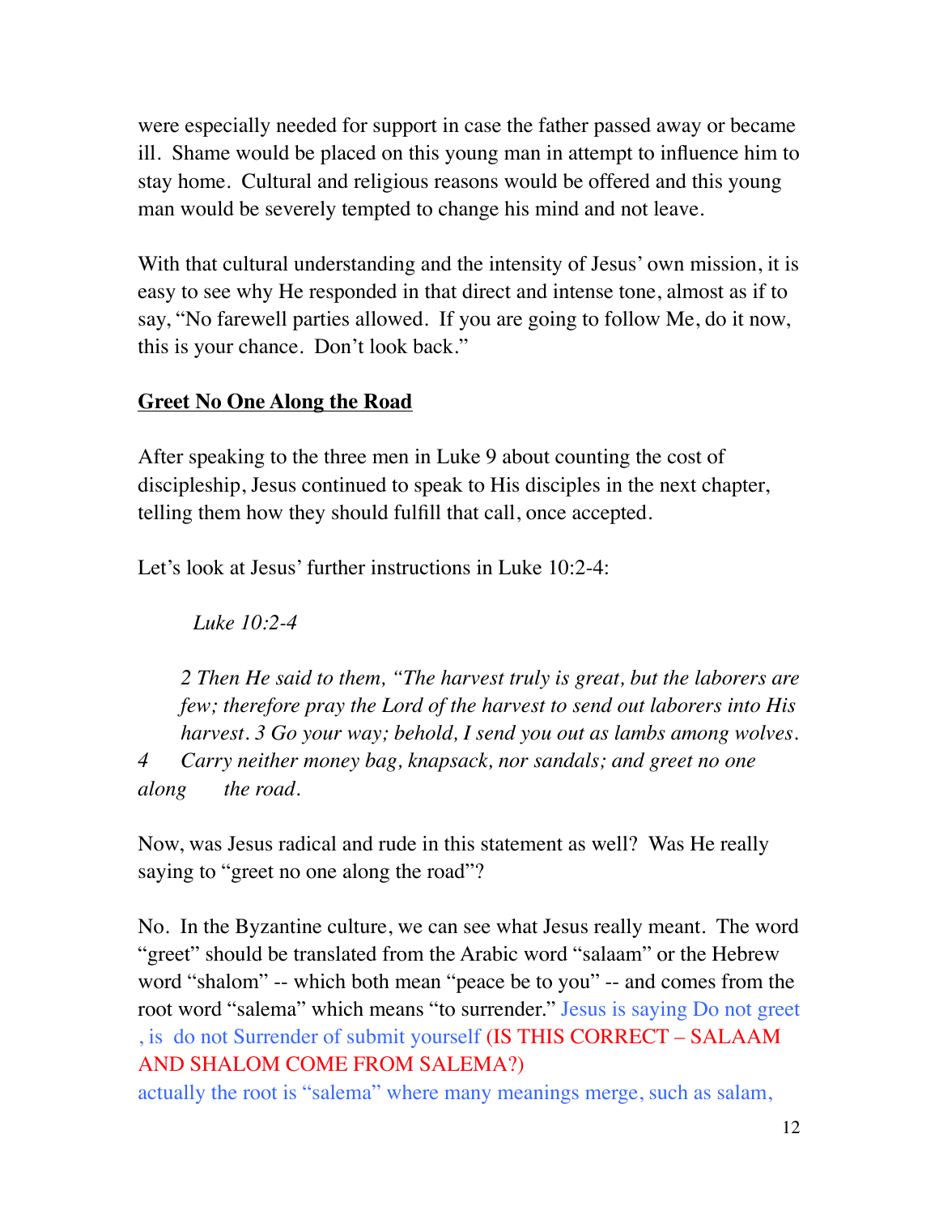were especially needed for support in case the father passed away or became ill. Shame would be placed on this young man in attempt to influence him to stay home. Cultural and religious reasons would be offered and this young man would be severely tempted to change his mind and not leave.

With that cultural understanding and the intensity of Jesus' own mission, it is easy to see why He responded in that direct and intense tone, almost as if to say, "No farewell parties allowed. If you are going to follow Me, do it now, this is your chance. Don't look back."

## Greet No One Along the Road

After speaking to the three men in Luke 9 about counting the cost of discipleship, Jesus continued to speak to His disciples in the next chapter, telling them how they should fulfill that call, once accepted.

Let's look at Jesus' further instructions in Luke 10:2-4:

> *Luke 10:2-4*
>
> *2 Then He said to them, "The harvest truly is great, but the laborers are few; therefore pray the Lord of the harvest to send out laborers into His harvest. 3 Go your way; behold, I send you out as lambs among wolves. 4 Carry neither money bag, knapsack, nor sandals; and greet no one along the road.*

Now, was Jesus radical and rude in this statement as well? Was He really saying to "greet no one along the road"?

No. In the Byzantine culture, we can see what Jesus really meant. The word "greet" should be translated from the Arabic word "salaam" or the Hebrew word "shalom" -- which both mean "peace be to you" -- and comes from the root word "salema" which means "to surrender." Jesus is saying Do not greet , is do not Surrender of submit yourself (IS THIS CORRECT – SALAAM AND SHALOM COME FROM SALEMA?)
actually the root is "salema" where many meanings merge, such as salam,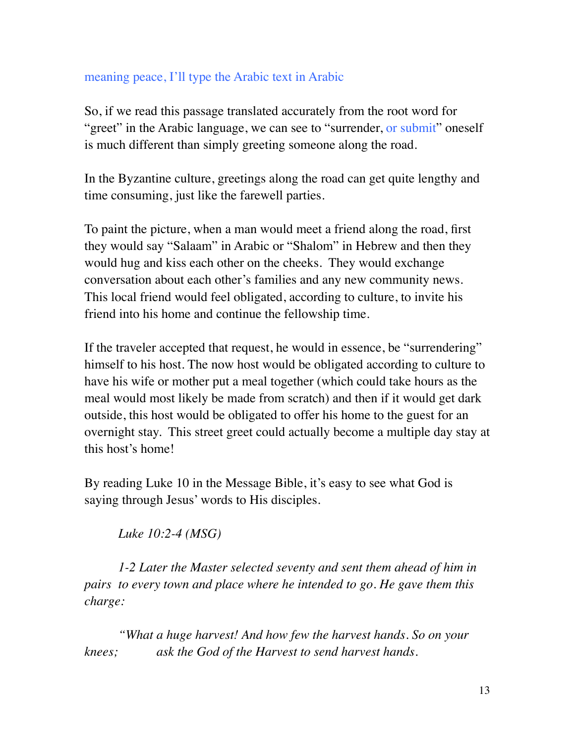meaning peace, I'll type the Arabic text in Arabic

So, if we read this passage translated accurately from the root word for "greet" in the Arabic language, we can see to "surrender, or submit" oneself is much different than simply greeting someone along the road.

In the Byzantine culture, greetings along the road can get quite lengthy and time consuming, just like the farewell parties.

To paint the picture, when a man would meet a friend along the road, first they would say "Salaam" in Arabic or "Shalom" in Hebrew and then they would hug and kiss each other on the cheeks. They would exchange conversation about each other's families and any new community news. This local friend would feel obligated, according to culture, to invite his friend into his home and continue the fellowship time.

If the traveler accepted that request, he would in essence, be "surrendering" himself to his host. The now host would be obligated according to culture to have his wife or mother put a meal together (which could take hours as the meal would most likely be made from scratch) and then if it would get dark outside, this host would be obligated to offer his home to the guest for an overnight stay. This street greet could actually become a multiple day stay at this host's home!

By reading Luke 10 in the Message Bible, it's easy to see what God is saying through Jesus' words to His disciples.

*Luke 10:2-4 (MSG)*

*1-2 Later the Master selected seventy and sent them ahead of him in pairs to every town and place where he intended to go. He gave them this charge:*

*"What a huge harvest! And how few the harvest hands. So on your knees; ask the God of the Harvest to send harvest hands.*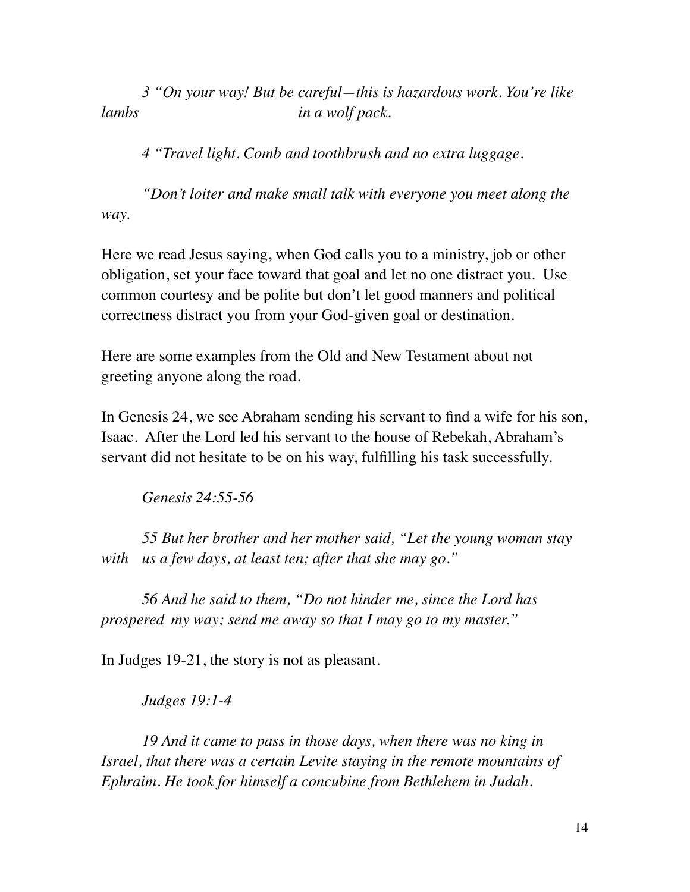*3 "On your way! But be careful—this is hazardous work. You're like lambs in a wolf pack.*

*4 "Travel light. Comb and toothbrush and no extra luggage.*

*"Don't loiter and make small talk with everyone you meet along the way.*

Here we read Jesus saying, when God calls you to a ministry, job or other obligation, set your face toward that goal and let no one distract you. Use common courtesy and be polite but don't let good manners and political correctness distract you from your God-given goal or destination.

Here are some examples from the Old and New Testament about not greeting anyone along the road.

In Genesis 24, we see Abraham sending his servant to find a wife for his son, Isaac. After the Lord led his servant to the house of Rebekah, Abraham's servant did not hesitate to be on his way, fulfilling his task successfully.

*Genesis 24:55-56*

*55 But her brother and her mother said, "Let the young woman stay with us a few days, at least ten; after that she may go."*

*56 And he said to them, "Do not hinder me, since the Lord has prospered my way; send me away so that I may go to my master."*

In Judges 19-21, the story is not as pleasant.

*Judges 19:1-4*

*19 And it came to pass in those days, when there was no king in Israel, that there was a certain Levite staying in the remote mountains of Ephraim. He took for himself a concubine from Bethlehem in Judah.*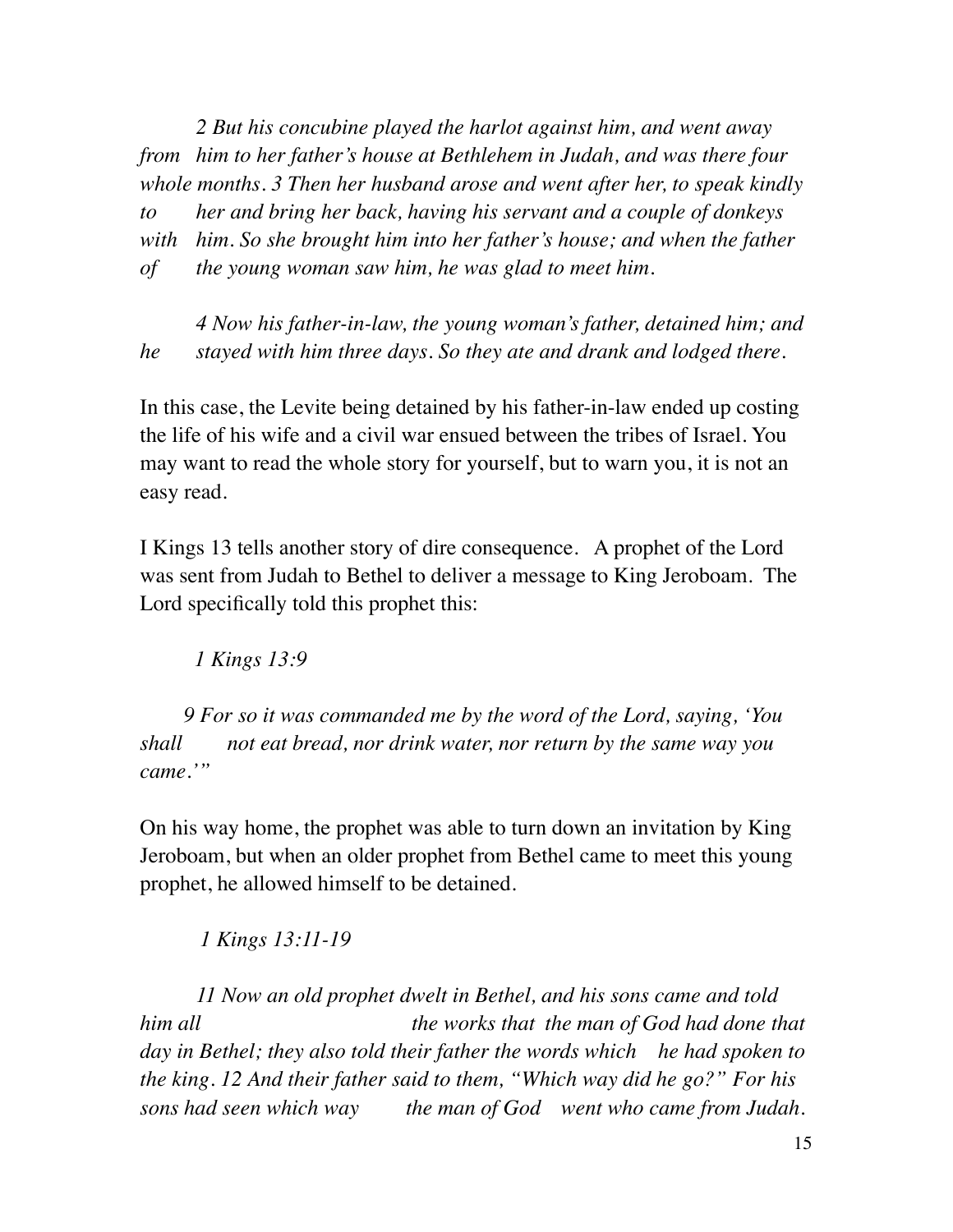*2 But his concubine played the harlot against him, and went away from him to her father's house at Bethlehem in Judah, and was there four whole months. 3 Then her husband arose and went after her, to speak kindly to her and bring her back, having his servant and a couple of donkeys with him. So she brought him into her father's house; and when the father of the young woman saw him, he was glad to meet him.*

*4 Now his father-in-law, the young woman's father, detained him; and he stayed with him three days. So they ate and drank and lodged there.*

In this case, the Levite being detained by his father-in-law ended up costing the life of his wife and a civil war ensued between the tribes of Israel. You may want to read the whole story for yourself, but to warn you, it is not an easy read.

I Kings 13 tells another story of dire consequence. A prophet of the Lord was sent from Judah to Bethel to deliver a message to King Jeroboam. The Lord specifically told this prophet this:

*1 Kings 13:9*

*9 For so it was commanded me by the word of the Lord, saying, 'You shall not eat bread, nor drink water, nor return by the same way you came.'"*

On his way home, the prophet was able to turn down an invitation by King Jeroboam, but when an older prophet from Bethel came to meet this young prophet, he allowed himself to be detained.

*1 Kings 13:11-19*

*11 Now an old prophet dwelt in Bethel, and his sons came and told him all the works that the man of God had done that day in Bethel; they also told their father the words which he had spoken to the king. 12 And their father said to them, "Which way did he go?" For his sons had seen which way the man of God went who came from Judah.*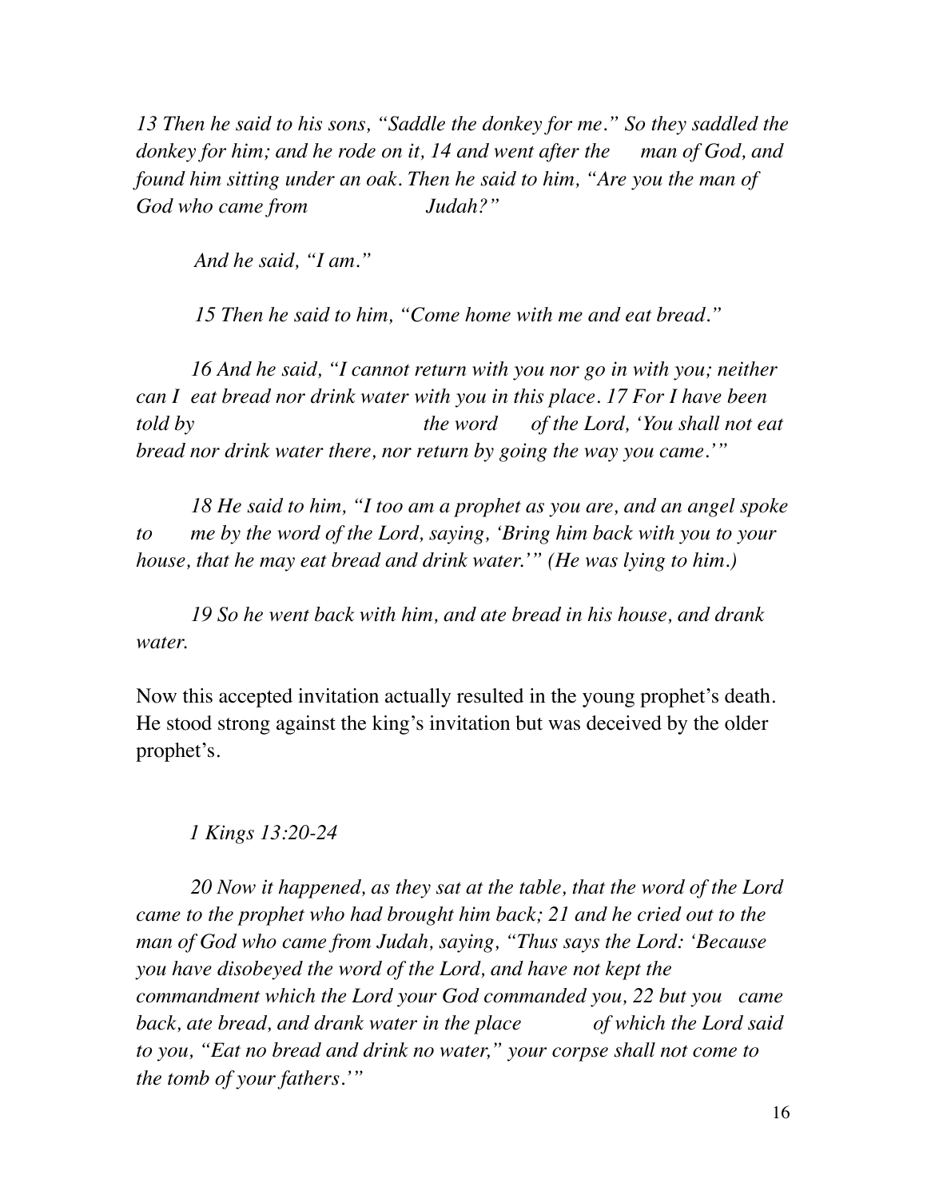*13 Then he said to his sons, "Saddle the donkey for me." So they saddled the donkey for him; and he rode on it, 14 and went after the man of God, and found him sitting under an oak. Then he said to him, "Are you the man of God who came from Judah?"*

*And he said, "I am."*

*15 Then he said to him, "Come home with me and eat bread."*

*16 And he said, "I cannot return with you nor go in with you; neither can I eat bread nor drink water with you in this place. 17 For I have been told by the word of the Lord, 'You shall not eat bread nor drink water there, nor return by going the way you came.'"*

*18 He said to him, "I too am a prophet as you are, and an angel spoke to me by the word of the Lord, saying, 'Bring him back with you to your house, that he may eat bread and drink water.'" (He was lying to him.)*

*19 So he went back with him, and ate bread in his house, and drank water.*

Now this accepted invitation actually resulted in the young prophet's death. He stood strong against the king's invitation but was deceived by the older prophet's.

*1 Kings 13:20-24*

*20 Now it happened, as they sat at the table, that the word of the Lord came to the prophet who had brought him back; 21 and he cried out to the man of God who came from Judah, saying, "Thus says the Lord: 'Because you have disobeyed the word of the Lord, and have not kept the commandment which the Lord your God commanded you, 22 but you came back, ate bread, and drank water in the place of which the Lord said to you, "Eat no bread and drink no water," your corpse shall not come to the tomb of your fathers.'"*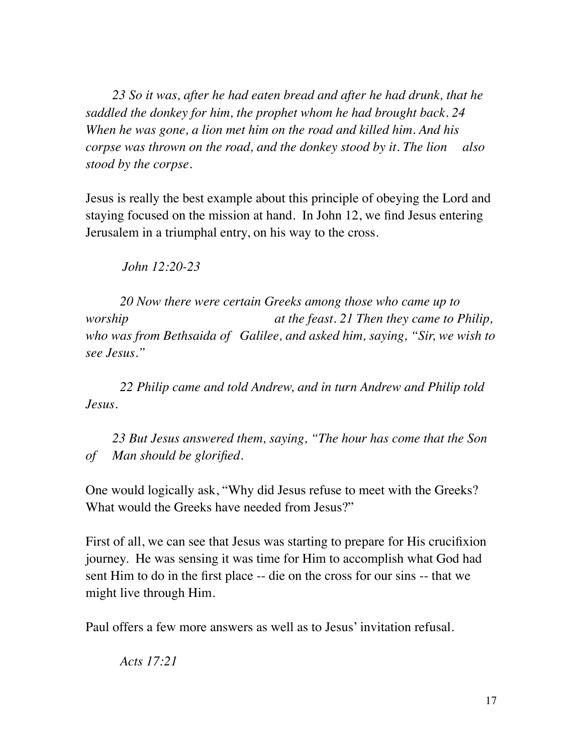*23 So it was, after he had eaten bread and after he had drunk, that he saddled the donkey for him, the prophet whom he had brought back. 24 When he was gone, a lion met him on the road and killed him. And his corpse was thrown on the road, and the donkey stood by it. The lion also stood by the corpse.*

Jesus is really the best example about this principle of obeying the Lord and staying focused on the mission at hand. In John 12, we find Jesus entering Jerusalem in a triumphal entry, on his way to the cross.

*John 12:20-23*

*20 Now there were certain Greeks among those who came up to worship at the feast. 21 Then they came to Philip, who was from Bethsaida of Galilee, and asked him, saying, "Sir, we wish to see Jesus."*

*22 Philip came and told Andrew, and in turn Andrew and Philip told Jesus.*

*23 But Jesus answered them, saying, "The hour has come that the Son of Man should be glorified.*

One would logically ask, "Why did Jesus refuse to meet with the Greeks? What would the Greeks have needed from Jesus?"

First of all, we can see that Jesus was starting to prepare for His crucifixion journey. He was sensing it was time for Him to accomplish what God had sent Him to do in the first place -- die on the cross for our sins -- that we might live through Him.

Paul offers a few more answers as well as to Jesus' invitation refusal.

*Acts 17:21*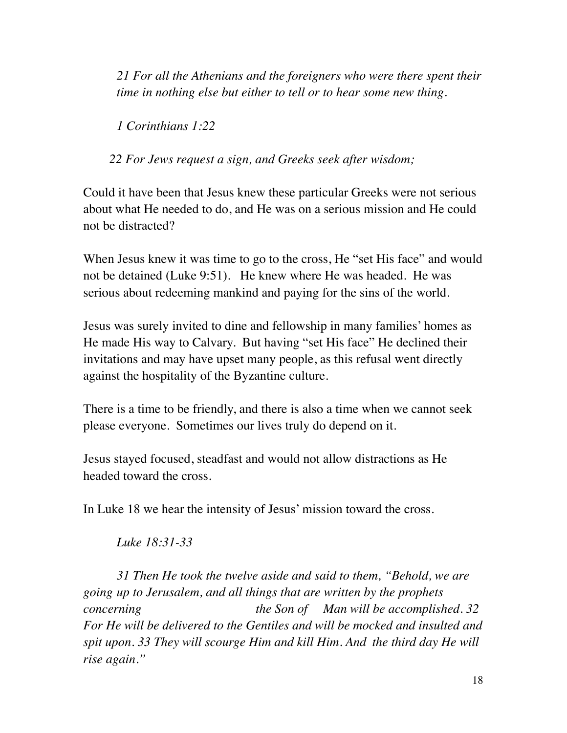*21 For all the Athenians and the foreigners who were there spent their time in nothing else but either to tell or to hear some new thing.*

*1 Corinthians 1:22*

*22 For Jews request a sign, and Greeks seek after wisdom;*

Could it have been that Jesus knew these particular Greeks were not serious about what He needed to do, and He was on a serious mission and He could not be distracted?

When Jesus knew it was time to go to the cross, He "set His face" and would not be detained (Luke 9:51). He knew where He was headed. He was serious about redeeming mankind and paying for the sins of the world.

Jesus was surely invited to dine and fellowship in many families' homes as He made His way to Calvary. But having "set His face" He declined their invitations and may have upset many people, as this refusal went directly against the hospitality of the Byzantine culture.

There is a time to be friendly, and there is also a time when we cannot seek please everyone. Sometimes our lives truly do depend on it.

Jesus stayed focused, steadfast and would not allow distractions as He headed toward the cross.

In Luke 18 we hear the intensity of Jesus' mission toward the cross.

*Luke 18:31-33*

*31 Then He took the twelve aside and said to them, "Behold, we are going up to Jerusalem, and all things that are written by the prophets concerning the Son of Man will be accomplished. 32 For He will be delivered to the Gentiles and will be mocked and insulted and spit upon. 33 They will scourge Him and kill Him. And the third day He will rise again."*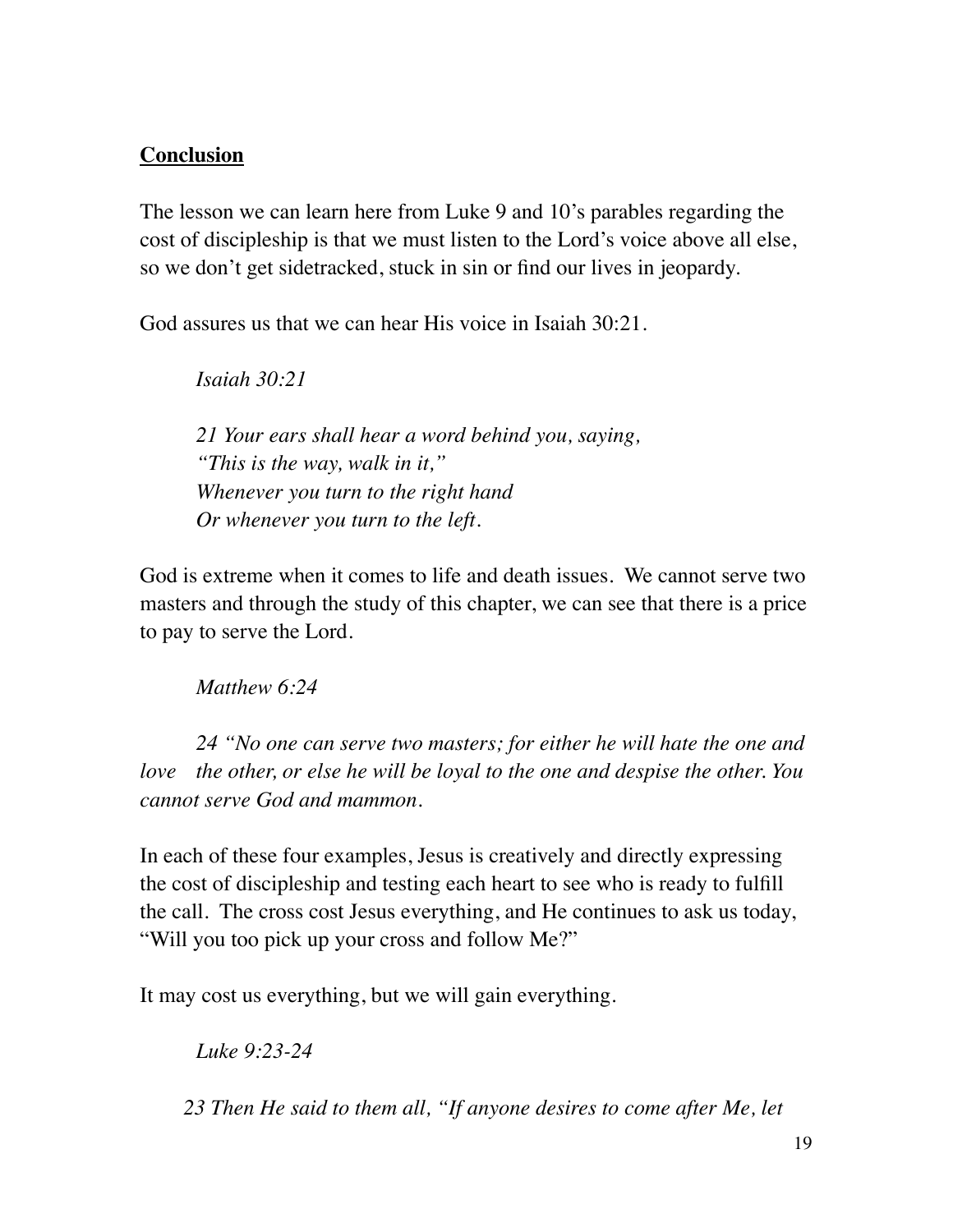**Conclusion**

The lesson we can learn here from Luke 9 and 10's parables regarding the cost of discipleship is that we must listen to the Lord's voice above all else, so we don't get sidetracked, stuck in sin or find our lives in jeopardy.

God assures us that we can hear His voice in Isaiah 30:21.

> *Isaiah 30:21*
>
> *21 Your ears shall hear a word behind you, saying,*
> *"This is the way, walk in it,"*
> *Whenever you turn to the right hand*
> *Or whenever you turn to the left.*

God is extreme when it comes to life and death issues. We cannot serve two masters and through the study of this chapter, we can see that there is a price to pay to serve the Lord.

> *Matthew 6:24*
>
> *24 "No one can serve two masters; for either he will hate the one and love the other, or else he will be loyal to the one and despise the other. You cannot serve God and mammon.*

In each of these four examples, Jesus is creatively and directly expressing the cost of discipleship and testing each heart to see who is ready to fulfill the call. The cross cost Jesus everything, and He continues to ask us today, "Will you too pick up your cross and follow Me?"

It may cost us everything, but we will gain everything.

> *Luke 9:23-24*
>
> *23 Then He said to them all, "If anyone desires to come after Me, let*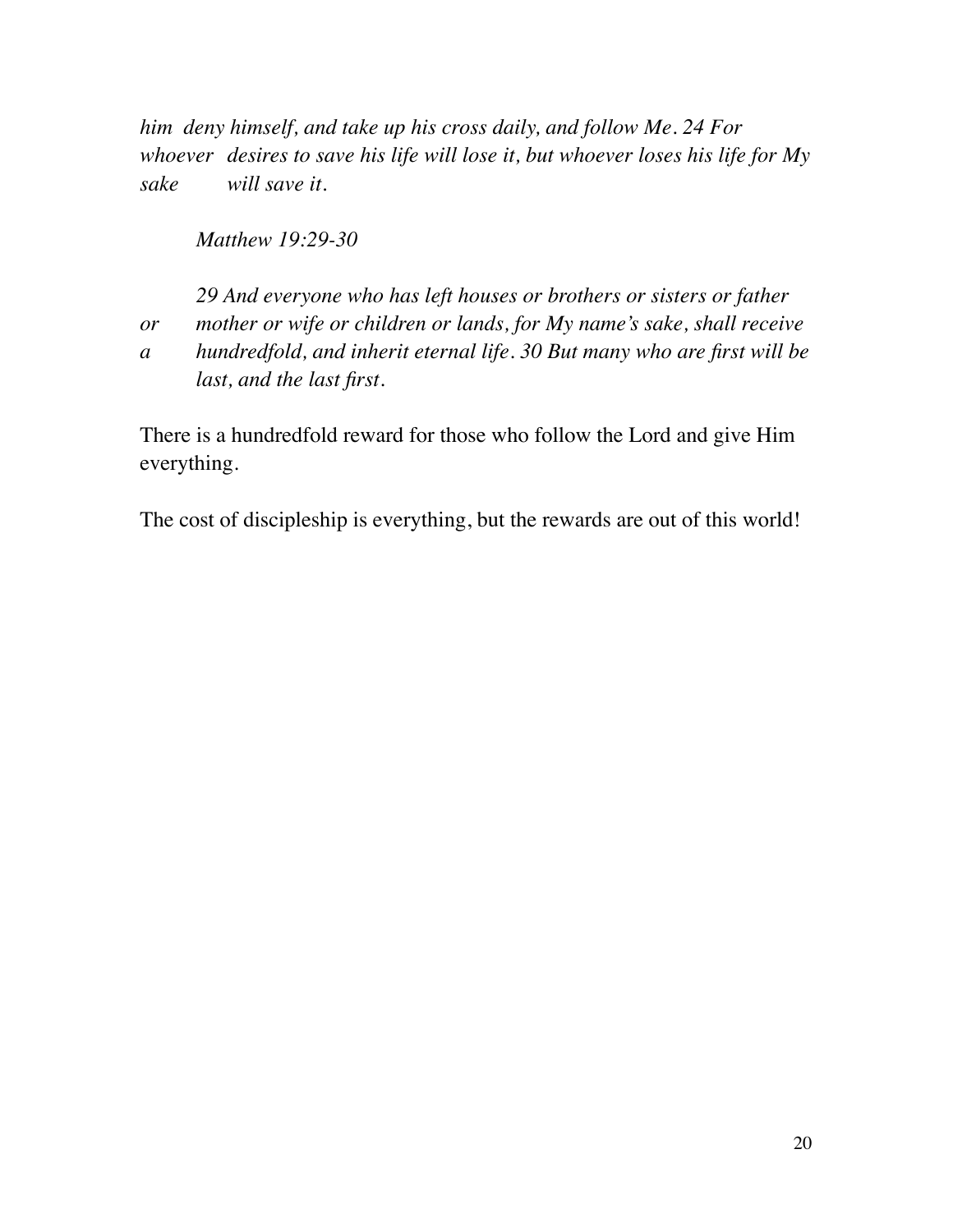*him deny himself, and take up his cross daily, and follow Me. 24 For whoever desires to save his life will lose it, but whoever loses his life for My sake will save it.*

*Matthew 19:29-30*

*29 And everyone who has left houses or brothers or sisters or father or mother or wife or children or lands, for My name's sake, shall receive a hundredfold, and inherit eternal life. 30 But many who are first will be last, and the last first.*

There is a hundredfold reward for those who follow the Lord and give Him everything.

The cost of discipleship is everything, but the rewards are out of this world!